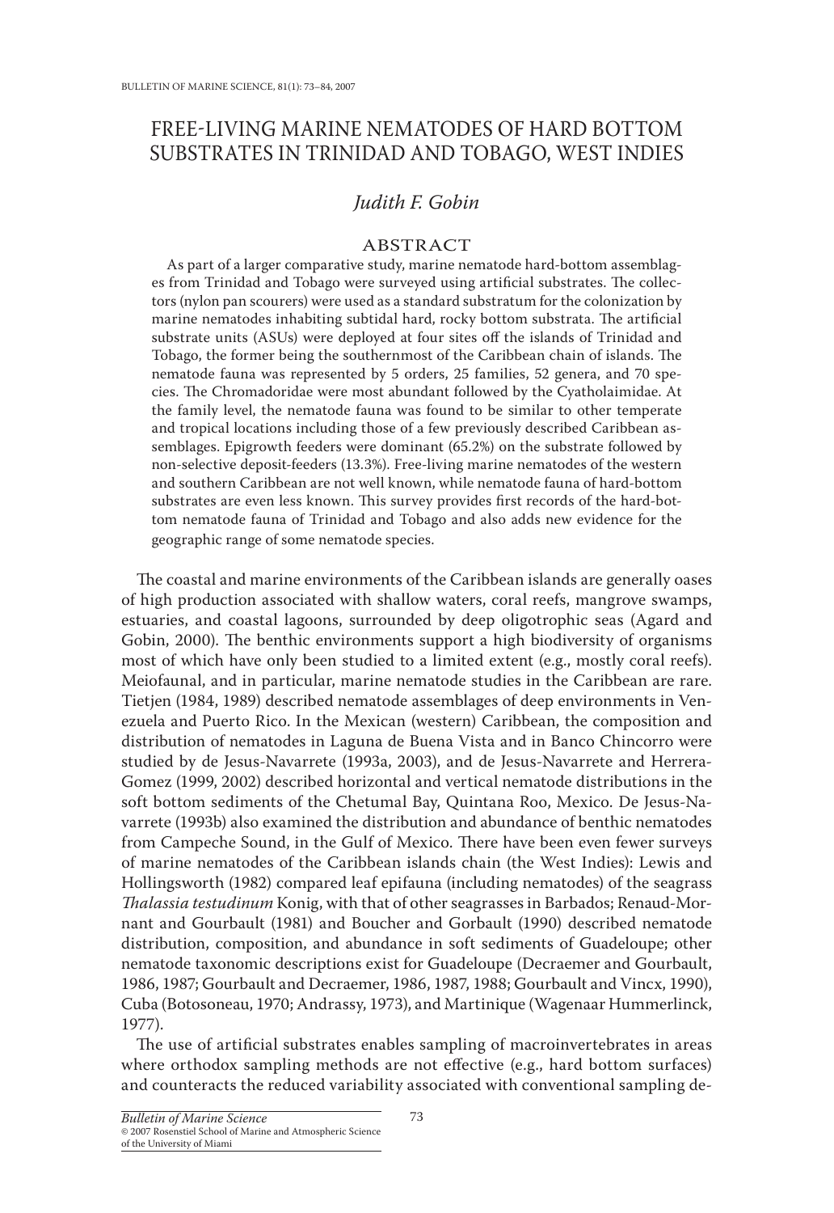# FREE-LIVING MARINE NEMATODES OF HARD BOTTOM SUBSTRATES IN TRINIDAD AND TOBAGO, WEST INDIES

*Judith F. Gobin*

## ABSTRACT

As part of a larger comparative study, marine nematode hard-bottom assemblages from Trinidad and Tobago were surveyed using artificial substrates. The collectors (nylon pan scourers) were used as a standard substratum for the colonization by marine nematodes inhabiting subtidal hard, rocky bottom substrata. The artificial substrate units (ASUs) were deployed at four sites off the islands of Trinidad and Tobago, the former being the southernmost of the Caribbean chain of islands. The nematode fauna was represented by 5 orders, 25 families, 52 genera, and 70 species. The Chromadoridae were most abundant followed by the Cyatholaimidae. At the family level, the nematode fauna was found to be similar to other temperate and tropical locations including those of a few previously described Caribbean assemblages. Epigrowth feeders were dominant (65.2%) on the substrate followed by non-selective deposit-feeders (13.3%). Free-living marine nematodes of the western and southern Caribbean are not well known, while nematode fauna of hard-bottom substrates are even less known. This survey provides first records of the hard-bottom nematode fauna of Trinidad and Tobago and also adds new evidence for the geographic range of some nematode species.

The coastal and marine environments of the Caribbean islands are generally oases of high production associated with shallow waters, coral reefs, mangrove swamps, estuaries, and coastal lagoons, surrounded by deep oligotrophic seas (Agard and Gobin, 2000). The benthic environments support a high biodiversity of organisms most of which have only been studied to a limited extent (e.g., mostly coral reefs). Meiofaunal, and in particular, marine nematode studies in the Caribbean are rare. Tietjen (1984, 1989) described nematode assemblages of deep environments in Venezuela and Puerto Rico. In the Mexican (western) Caribbean, the composition and distribution of nematodes in Laguna de Buena Vista and in Banco Chincorro were studied by de Jesus-Navarrete (1993a, 2003), and de Jesus-Navarrete and Herrera-Gomez (1999, 2002) described horizontal and vertical nematode distributions in the soft bottom sediments of the Chetumal Bay, Quintana Roo, Mexico. De Jesus-Navarrete (1993b) also examined the distribution and abundance of benthic nematodes from Campeche Sound, in the Gulf of Mexico. There have been even fewer surveys of marine nematodes of the Caribbean islands chain (the West Indies): Lewis and Hollingsworth (1982) compared leaf epifauna (including nematodes) of the seagrass *Thalassia testudinum* Konig, with that of other seagrasses in Barbados; Renaud-Mornant and Gourbault (1981) and Boucher and Gorbault (1990) described nematode distribution, composition, and abundance in soft sediments of Guadeloupe; other nematode taxonomic descriptions exist for Guadeloupe (Decraemer and Gourbault, 1986, 1987; Gourbault and Decraemer, 1986, 1987, 1988; Gourbault and Vincx, 1990), Cuba (Botosoneau, 1970; Andrassy, 1973), and Martinique (Wagenaar Hummerlinck, 1977).

The use of artificial substrates enables sampling of macroinvertebrates in areas where orthodox sampling methods are not effective (e.g., hard bottom surfaces) and counteracts the reduced variability associated with conventional sampling de-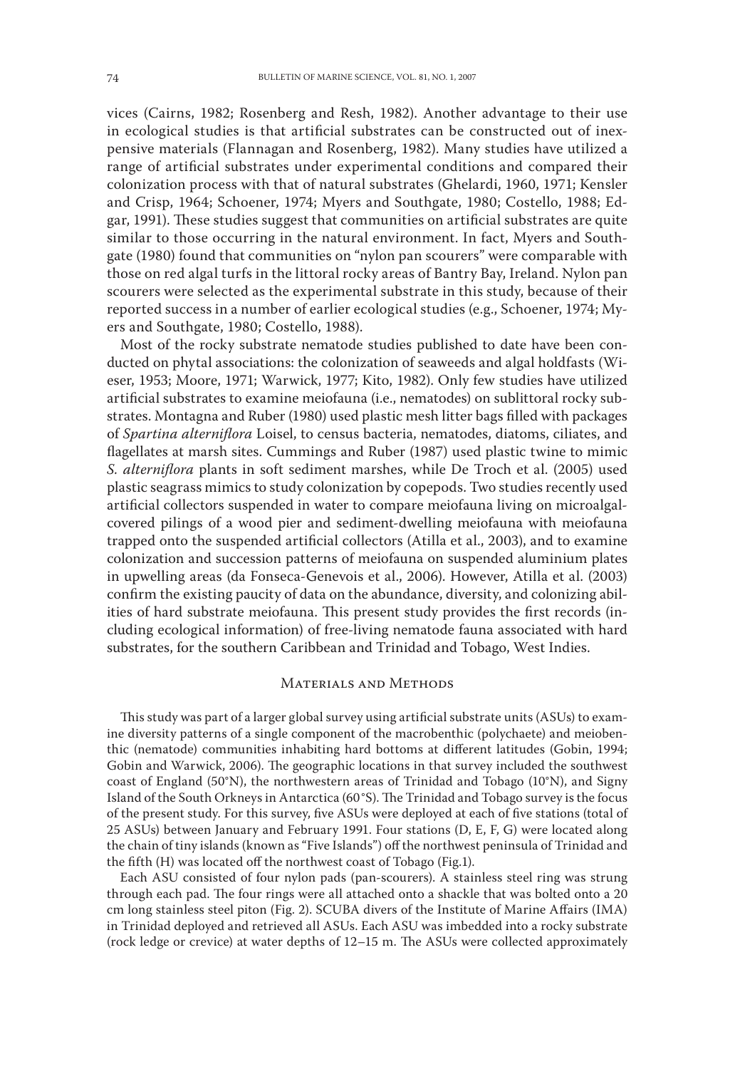vices (Cairns, 1982; Rosenberg and Resh, 1982). Another advantage to their use in ecological studies is that artificial substrates can be constructed out of inexpensive materials (Flannagan and Rosenberg, 1982). Many studies have utilized a range of artificial substrates under experimental conditions and compared their colonization process with that of natural substrates (Ghelardi, 1960, 1971; Kensler and Crisp, 1964; Schoener, 1974; Myers and Southgate, 1980; Costello, 1988; Edgar, 1991). These studies suggest that communities on artificial substrates are quite similar to those occurring in the natural environment. In fact, Myers and Southgate (1980) found that communities on "nylon pan scourers" were comparable with those on red algal turfs in the littoral rocky areas of Bantry Bay, Ireland. Nylon pan scourers were selected as the experimental substrate in this study, because of their reported success in a number of earlier ecological studies (e.g., Schoener, 1974; Myers and Southgate, 1980; Costello, 1988).

Most of the rocky substrate nematode studies published to date have been conducted on phytal associations: the colonization of seaweeds and algal holdfasts (Wieser, 1953; Moore, 1971; Warwick, 1977; Kito, 1982). Only few studies have utilized artificial substrates to examine meiofauna (i.e., nematodes) on sublittoral rocky substrates. Montagna and Ruber (1980) used plastic mesh litter bags filled with packages of *Spartina alterniflora* Loisel, to census bacteria, nematodes, diatoms, ciliates, and flagellates at marsh sites. Cummings and Ruber (1987) used plastic twine to mimic *S. alterniflora* plants in soft sediment marshes, while De Troch et al. (2005) used plastic seagrass mimics to study colonization by copepods. Two studies recently used artificial collectors suspended in water to compare meiofauna living on microalgal-covered pilings of a wood pier and sediment-dwelling meiofauna with meiofauna trapped onto the suspended artificial collectors (Atilla et al., 2003), and to examine colonization and succession patterns of meiofauna on suspended aluminium plates in upwelling areas (da Fonseca-Genevois et al., 2006). However, Atilla et al. (2003) confirm the existing paucity of data on the abundance, diversity, and colonizing abilities of hard substrate meiofauna. This present study provides the first records (including ecological information) of free-living nematode fauna associated with hard substrates, for the southern Caribbean and Trinidad and Tobago, West Indies.

## Materials and Methods

This study was part of a larger global survey using artificial substrate units (ASUs) to examine diversity patterns of a single component of the macrobenthic (polychaete) and meiobenthic (nematode) communities inhabiting hard bottoms at different latitudes (Gobin, 1994; Gobin and Warwick, 2006). The geographic locations in that survey included the southwest coast of England (50°N), the northwestern areas of Trinidad and Tobago (10°N), and Signy Island of the South Orkneys in Antarctica (60°S). The Trinidad and Tobago survey is the focus of the present study. For this survey, five ASUs were deployed at each of five stations (total of 25 ASUs) between January and February 1991. Four stations (D, E, F, G) were located along the chain of tiny islands (known as "Five Islands") off the northwest peninsula of Trinidad and the fifth (H) was located off the northwest coast of Tobago (Fig.1).

Each ASU consisted of four nylon pads (pan-scourers). A stainless steel ring was strung through each pad. The four rings were all attached onto a shackle that was bolted onto a 20 cm long stainless steel piton (Fig. 2). SCUBA divers of the Institute of Marine Affairs (IMA) in Trinidad deployed and retrieved all ASUs. Each ASU was imbedded into a rocky substrate (rock ledge or crevice) at water depths of 12–15 m. The ASUs were collected approximately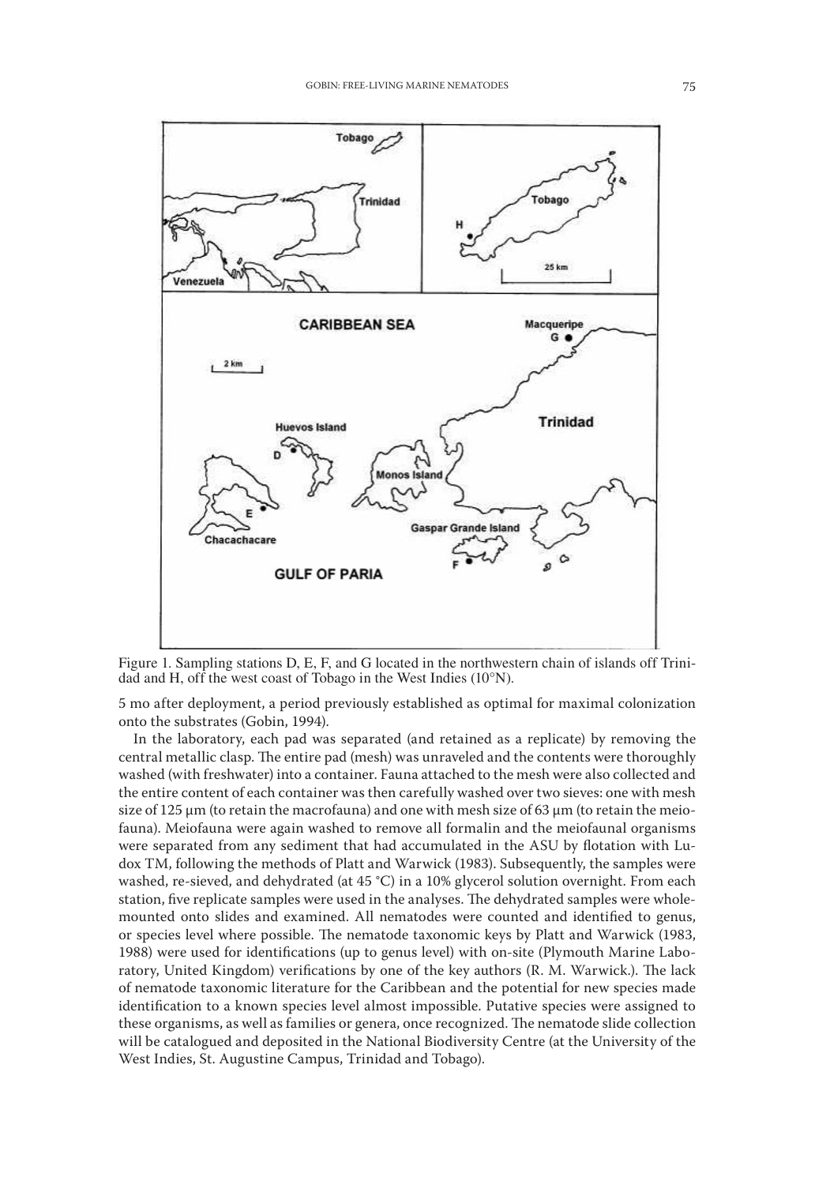Figure 1. Sampling stations D, E, F, and G located in the northwestern chain of islands off Trinidad and H, off the west coast of Tobago in the West Indies (10°N).

5 mo after deployment, a period previously established as optimal for maximal colonization onto the substrates (Gobin, 1994).

In the laboratory, each pad was separated (and retained as a replicate) by removing the central metallic clasp. The entire pad (mesh) was unraveled and the contents were thoroughly washed (with freshwater) into a container. Fauna attached to the mesh were also collected and the entire content of each container was then carefully washed over two sieves: one with mesh size of 125 μm (to retain the macrofauna) and one with mesh size of 63 μm (to retain the meiofauna). Meiofauna were again washed to remove all formalin and the meiofaunal organisms were separated from any sediment that had accumulated in the ASU by flotation with Ludox TM, following the methods of Platt and Warwick (1983). Subsequently, the samples were washed, re-sieved, and dehydrated (at 45 °C) in a 10% glycerol solution overnight. From each station, five replicate samples were used in the analyses. The dehydrated samples were whole-mounted onto slides and examined. All nematodes were counted and identified to genus, or species level where possible. The nematode taxonomic keys by Platt and Warwick (1983, 1988) were used for identifications (up to genus level) with on-site (Plymouth Marine Laboratory, United Kingdom) verifications by one of the key authors (R. M. Warwick.). The lack of nematode taxonomic literature for the Caribbean and the potential for new species made identification to a known species level almost impossible. Putative species were assigned to these organisms, as well as families or genera, once recognized. The nematode slide collection will be catalogued and deposited in the National Biodiversity Centre (at the University of the West Indies, St. Augustine Campus, Trinidad and Tobago).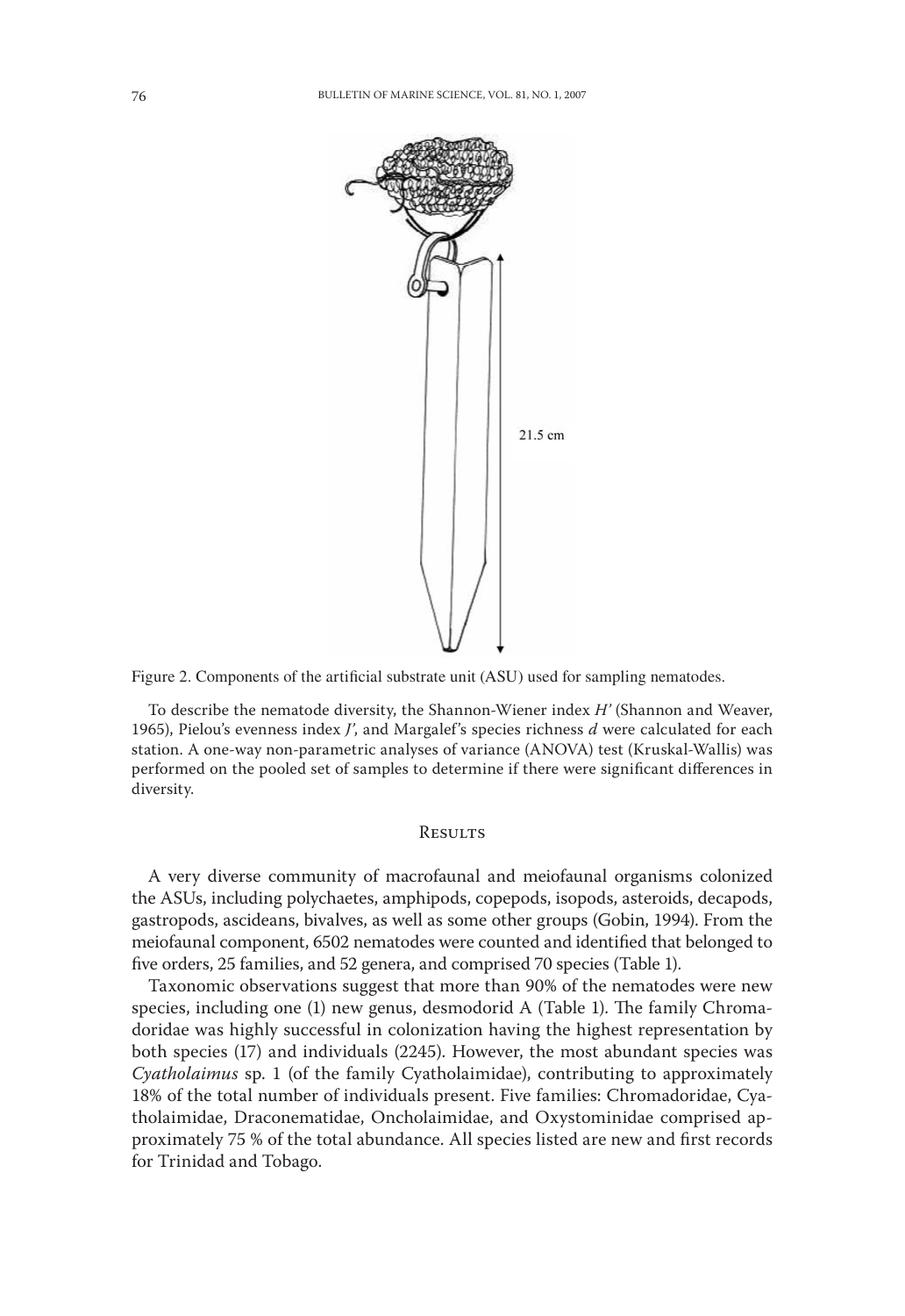Figure 2. Components of the artificial substrate unit (ASU) used for sampling nematodes.

To describe the nematode diversity, the Shannon-Wiener index $H'$ (Shannon and Weaver, 1965), Pielou's evenness index $J'$, and Margalef's species richness $d$ were calculated for each station. A one-way non-parametric analyses of variance (ANOVA) test (Kruskal-Wallis) was performed on the pooled set of samples to determine if there were significant differences in diversity.

## Results

A very diverse community of macrofaunal and meiofaunal organisms colonized the ASUs, including polychaetes, amphipods, copepods, isopods, asteroids, decapods, gastropods, ascideans, bivalves, as well as some other groups (Gobin, 1994). From the meiofaunal component, 6502 nematodes were counted and identified that belonged to five orders, 25 families, and 52 genera, and comprised 70 species (Table 1).

Taxonomic observations suggest that more than 90% of the nematodes were new species, including one (1) new genus, desmodorid A (Table 1). The family Chromadoridae was highly successful in colonization having the highest representation by both species (17) and individuals (2245). However, the most abundant species was *Cyatholaimus* sp. 1 (of the family Cyatholaimidae), contributing to approximately 18% of the total number of individuals present. Five families: Chromadoridae, Cyatholaimidae, Draconematidae, Oncholaimidae, and Oxystominidae comprised approximately 75 % of the total abundance. All species listed are new and first records for Trinidad and Tobago.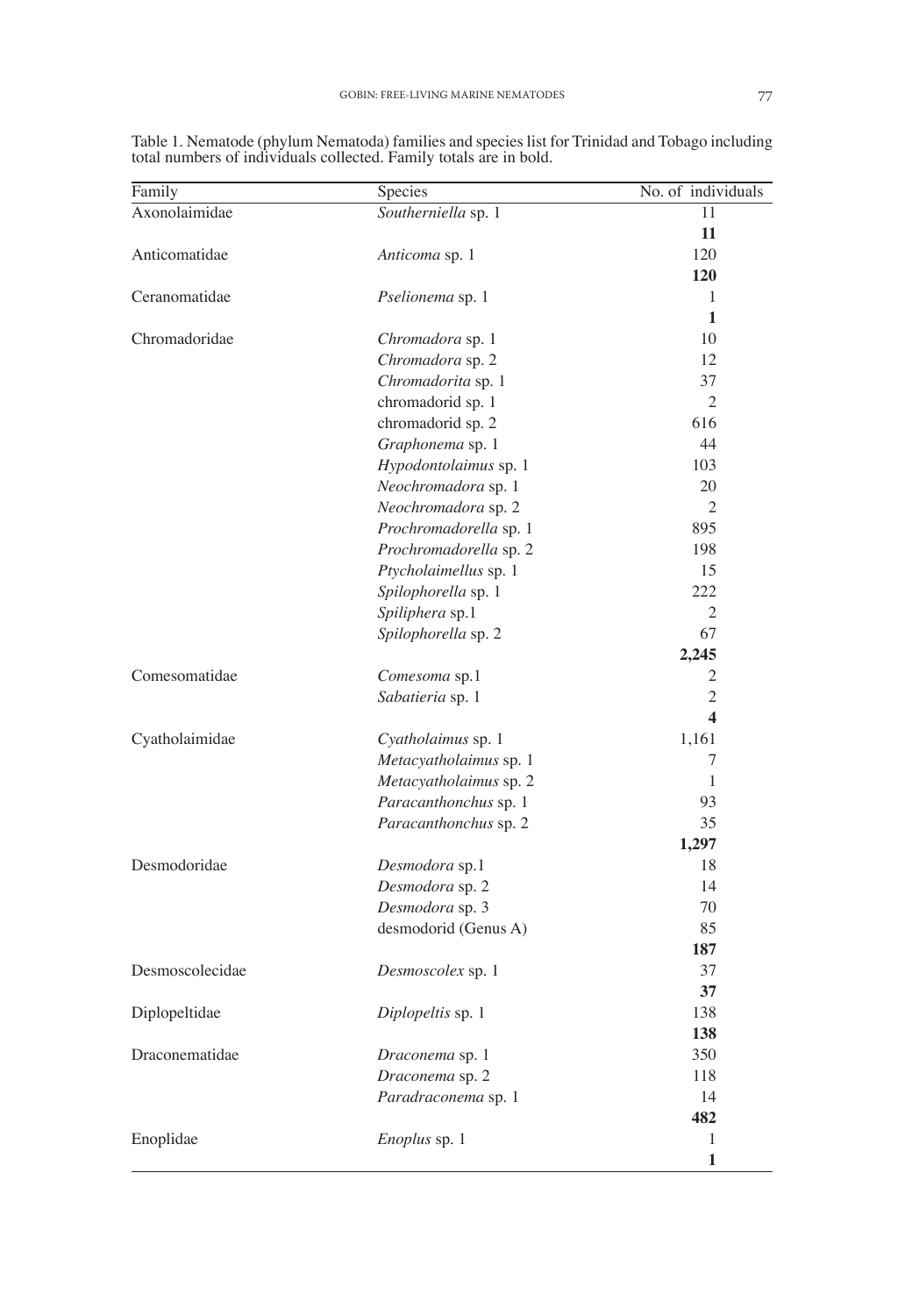Table 1. Nematode (phylum Nematoda) families and species list for Trinidad and Tobago including total numbers of individuals collected. Family totals are in bold.

| Family | Species | No. of individuals |
|---|---|---|
| Axonolaimidae | *Southerniella* sp. 1 | 11 |
| | | **11** |
| Anticomatidae | *Anticoma* sp. 1 | 120 |
| | | **120** |
| Ceranomatidae | *Pselionema* sp. 1 | 1 |
| | | **1** |
| Chromadoridae | *Chromadora* sp. 1 | 10 |
| | *Chromadora* sp. 2 | 12 |
| | *Chromadorita* sp. 1 | 37 |
| | chromadorid sp. 1 | 2 |
| | chromadorid sp. 2 | 616 |
| | *Graphonema* sp. 1 | 44 |
| | *Hypodontolaimus* sp. 1 | 103 |
| | *Neochromadora* sp. 1 | 20 |
| | *Neochromadora* sp. 2 | 2 |
| | *Prochromadorella* sp. 1 | 895 |
| | *Prochromadorella* sp. 2 | 198 |
| | *Ptycholaimellus* sp. 1 | 15 |
| | *Spilophorella* sp. 1 | 222 |
| | *Spiliphera* sp.1 | 2 |
| | *Spilophorella* sp. 2 | 67 |
| | | **2,245** |
| Comesomatidae | *Comesoma* sp.1 | 2 |
| | *Sabatieria* sp. 1 | 2 |
| | | **4** |
| Cyatholaimidae | *Cyatholaimus* sp. 1 | 1,161 |
| | *Metacyatholaimus* sp. 1 | 7 |
| | *Metacyatholaimus* sp. 2 | 1 |
| | *Paracanthonchus* sp. 1 | 93 |
| | *Paracanthonchus* sp. 2 | 35 |
| | | **1,297** |
| Desmodoridae | *Desmodora* sp.1 | 18 |
| | *Desmodora* sp. 2 | 14 |
| | *Desmodora* sp. 3 | 70 |
| | desmodorid (Genus A) | 85 |
| | | **187** |
| Desmoscolecidae | *Desmoscolex* sp. 1 | 37 |
| | | **37** |
| Diplopeltidae | *Diplopeltis* sp. 1 | 138 |
| | | **138** |
| Draconematidae | *Draconema* sp. 1 | 350 |
| | *Draconema* sp. 2 | 118 |
| | *Paradraconema* sp. 1 | 14 |
| | | **482** |
| Enoplidae | *Enoplus* sp. 1 | 1 |
| | | **1** |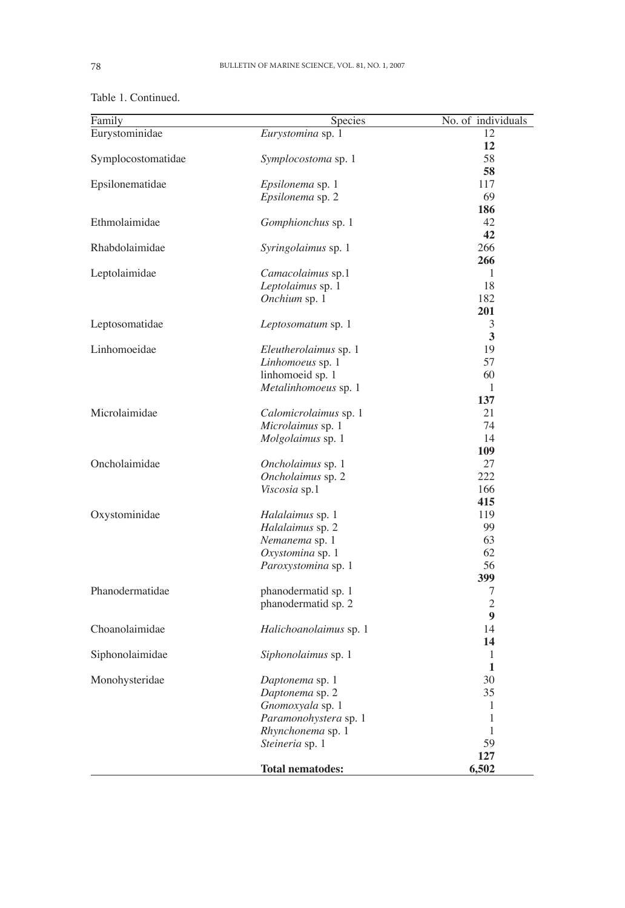Table 1. Continued.

| Family | Species | No. of individuals |
|---|---|---|
| Eurystominidae | *Eurystomina* sp. 1 | 12 |
| | | **12** |
| Symplocostomatidae | *Symplocostoma* sp. 1 | 58 |
| | | **58** |
| Epsilonematidae | *Epsilonema* sp. 1 | 117 |
| | *Epsilonema* sp. 2 | 69 |
| | | **186** |
| Ethmolaimidae | *Gomphionchus* sp. 1 | 42 |
| | | **42** |
| Rhabdolaimidae | *Syringolaimus* sp. 1 | 266 |
| | | **266** |
| Leptolaimidae | *Camacolaimus* sp.1 | 1 |
| | *Leptolaimus* sp. 1 | 18 |
| | *Onchium* sp. 1 | 182 |
| | | **201** |
| Leptosomatidae | *Leptosomatum* sp. 1 | 3 |
| | | **3** |
| Linhomoeidae | *Eleutherolaimus* sp. 1 | 19 |
| | *Linhomoeus* sp. 1 | 57 |
| | linhomoeid sp. 1 | 60 |
| | *Metalinhomoeus* sp. 1 | 1 |
| | | **137** |
| Microlaimidae | *Calomicrolaimus* sp. 1 | 21 |
| | *Microlaimus* sp. 1 | 74 |
| | *Molgolaimus* sp. 1 | 14 |
| | | **109** |
| Oncholaimidae | *Oncholaimus* sp. 1 | 27 |
| | *Oncholaimus* sp. 2 | 222 |
| | *Viscosia* sp.1 | 166 |
| | | **415** |
| Oxystominidae | *Halalaimus* sp. 1 | 119 |
| | *Halalaimus* sp. 2 | 99 |
| | *Nemanema* sp. 1 | 63 |
| | *Oxystomina* sp. 1 | 62 |
| | *Paroxystomina* sp. 1 | 56 |
| | | **399** |
| Phanodermatidae | phanodermatid sp. 1 | 7 |
| | phanodermatid sp. 2 | 2 |
| | | **9** |
| Choanolaimidae | *Halichoanolaimus* sp. 1 | 14 |
| | | **14** |
| Siphonolaimidae | *Siphonolaimus* sp. 1 | 1 |
| | | **1** |
| Monohysteridae | *Daptonema* sp. 1 | 30 |
| | *Daptonema* sp. 2 | 35 |
| | *Gnomoxyala* sp. 1 | 1 |
| | *Paramonohystera* sp. 1 | 1 |
| | *Rhynchonema* sp. 1 | 1 |
| | *Steineria* sp. 1 | 59 |
| | | **127** |
| | **Total nematodes:** | **6,502** |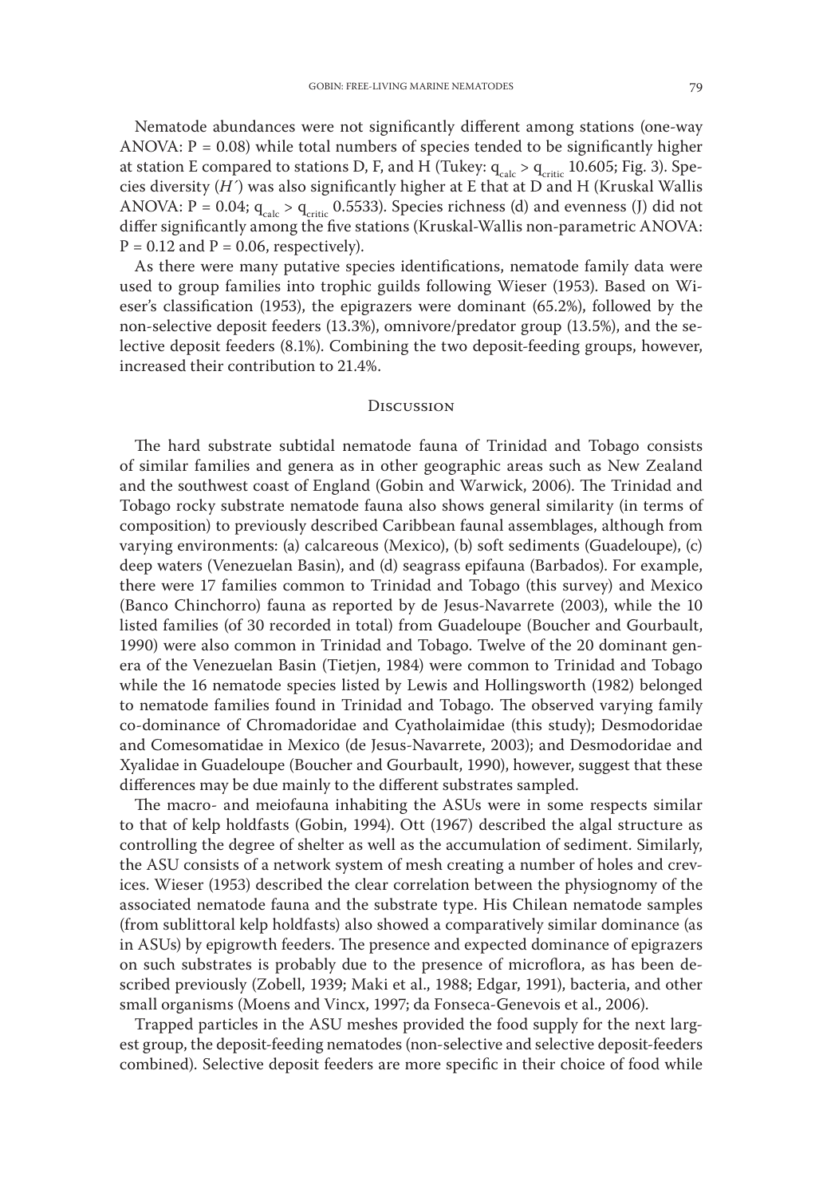Nematode abundances were not significantly different among stations (one-way ANOVA: $P = 0.08$) while total numbers of species tended to be significantly higher at station E compared to stations D, F, and H (Tukey: $q_{calc} > q_{critic}$ 10.605; Fig. 3). Species diversity ($H'$) was also significantly higher at E that at D and H (Kruskal Wallis ANOVA: $P = 0.04$; $q_{calc} > q_{critic}$ 0.5533). Species richness (d) and evenness (J) did not differ significantly among the five stations (Kruskal-Wallis non-parametric ANOVA: $P = 0.12$ and $P = 0.06$, respectively).

As there were many putative species identifications, nematode family data were used to group families into trophic guilds following Wieser (1953). Based on Wieser's classification (1953), the epigrazers were dominant (65.2%), followed by the non-selective deposit feeders (13.3%), omnivore/predator group (13.5%), and the selective deposit feeders (8.1%). Combining the two deposit-feeding groups, however, increased their contribution to 21.4%.

## Discussion

The hard substrate subtidal nematode fauna of Trinidad and Tobago consists of similar families and genera as in other geographic areas such as New Zealand and the southwest coast of England (Gobin and Warwick, 2006). The Trinidad and Tobago rocky substrate nematode fauna also shows general similarity (in terms of composition) to previously described Caribbean faunal assemblages, although from varying environments: (a) calcareous (Mexico), (b) soft sediments (Guadeloupe), (c) deep waters (Venezuelan Basin), and (d) seagrass epifauna (Barbados). For example, there were 17 families common to Trinidad and Tobago (this survey) and Mexico (Banco Chinchorro) fauna as reported by de Jesus-Navarrete (2003), while the 10 listed families (of 30 recorded in total) from Guadeloupe (Boucher and Gourbault, 1990) were also common in Trinidad and Tobago. Twelve of the 20 dominant genera of the Venezuelan Basin (Tietjen, 1984) were common to Trinidad and Tobago while the 16 nematode species listed by Lewis and Hollingsworth (1982) belonged to nematode families found in Trinidad and Tobago. The observed varying family co-dominance of Chromadoridae and Cyatholaimidae (this study); Desmodoridae and Comesomatidae in Mexico (de Jesus-Navarrete, 2003); and Desmodoridae and Xyalidae in Guadeloupe (Boucher and Gourbault, 1990), however, suggest that these differences may be due mainly to the different substrates sampled.

The macro- and meiofauna inhabiting the ASUs were in some respects similar to that of kelp holdfasts (Gobin, 1994). Ott (1967) described the algal structure as controlling the degree of shelter as well as the accumulation of sediment. Similarly, the ASU consists of a network system of mesh creating a number of holes and crevices. Wieser (1953) described the clear correlation between the physiognomy of the associated nematode fauna and the substrate type. His Chilean nematode samples (from sublittoral kelp holdfasts) also showed a comparatively similar dominance (as in ASUs) by epigrowth feeders. The presence and expected dominance of epigrazers on such substrates is probably due to the presence of microflora, as has been described previously (Zobell, 1939; Maki et al., 1988; Edgar, 1991), bacteria, and other small organisms (Moens and Vincx, 1997; da Fonseca-Genevois et al., 2006).

Trapped particles in the ASU meshes provided the food supply for the next largest group, the deposit-feeding nematodes (non-selective and selective deposit-feeders combined). Selective deposit feeders are more specific in their choice of food while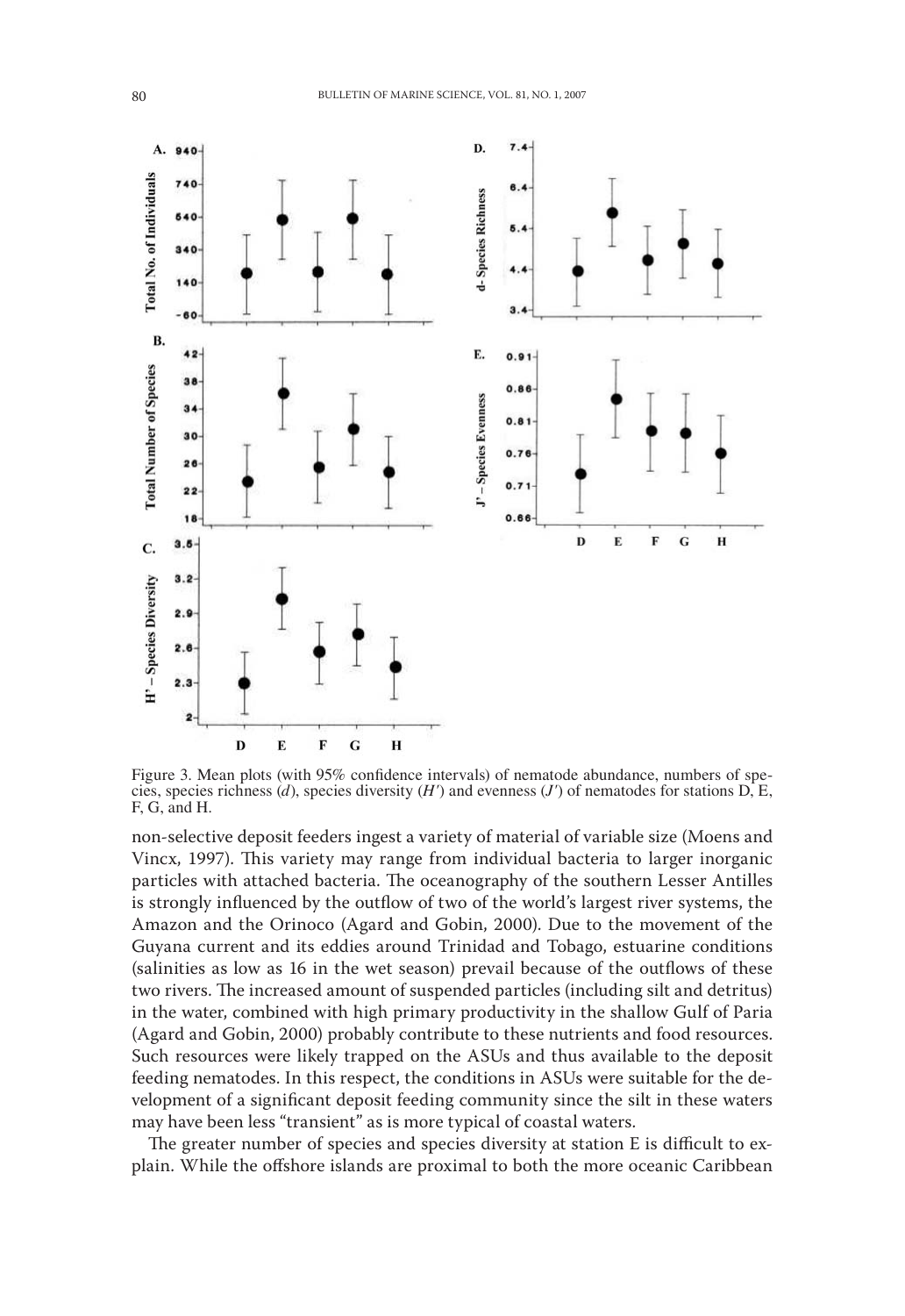Figure 3. Mean plots (with 95% confidence intervals) of nematode abundance, numbers of species, species richness (*d*), species diversity (*H′*) and evenness (*J′*) of nematodes for stations D, E, F, G, and H.

non-selective deposit feeders ingest a variety of material of variable size (Moens and Vincx, 1997). This variety may range from individual bacteria to larger inorganic particles with attached bacteria. The oceanography of the southern Lesser Antilles is strongly influenced by the outflow of two of the world's largest river systems, the Amazon and the Orinoco (Agard and Gobin, 2000). Due to the movement of the Guyana current and its eddies around Trinidad and Tobago, estuarine conditions (salinities as low as 16 in the wet season) prevail because of the outflows of these two rivers. The increased amount of suspended particles (including silt and detritus) in the water, combined with high primary productivity in the shallow Gulf of Paria (Agard and Gobin, 2000) probably contribute to these nutrients and food resources. Such resources were likely trapped on the ASUs and thus available to the deposit feeding nematodes. In this respect, the conditions in ASUs were suitable for the development of a significant deposit feeding community since the silt in these waters may have been less "transient" as is more typical of coastal waters.

The greater number of species and species diversity at station E is difficult to explain. While the offshore islands are proximal to both the more oceanic Caribbean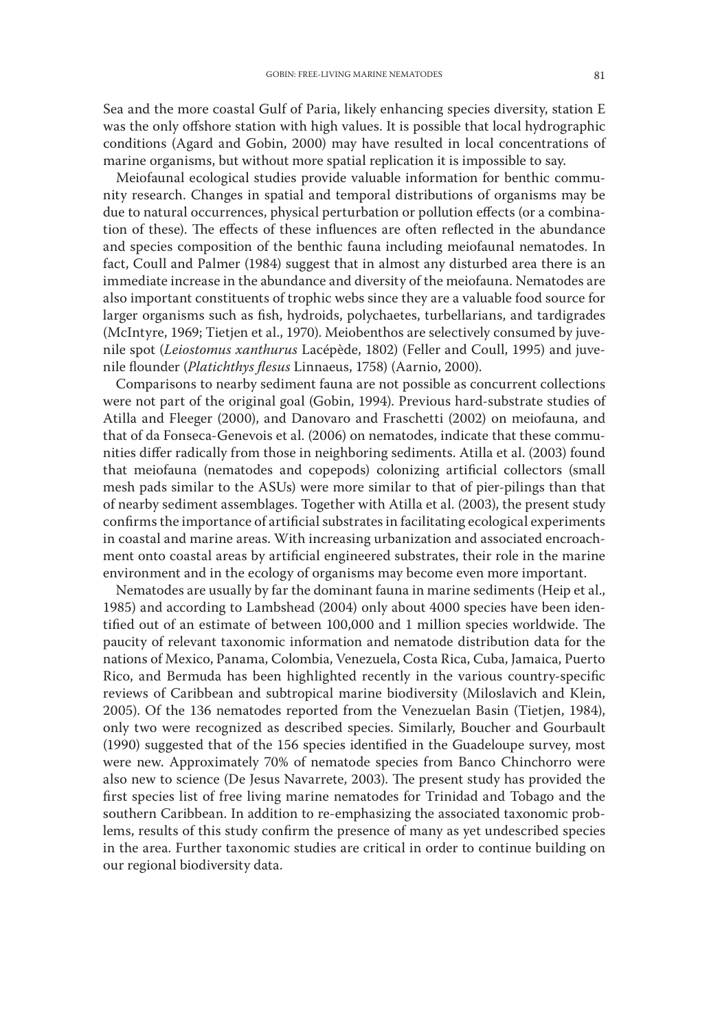Sea and the more coastal Gulf of Paria, likely enhancing species diversity, station E was the only offshore station with high values. It is possible that local hydrographic conditions (Agard and Gobin, 2000) may have resulted in local concentrations of marine organisms, but without more spatial replication it is impossible to say.

Meiofaunal ecological studies provide valuable information for benthic community research. Changes in spatial and temporal distributions of organisms may be due to natural occurrences, physical perturbation or pollution effects (or a combination of these). The effects of these influences are often reflected in the abundance and species composition of the benthic fauna including meiofaunal nematodes. In fact, Coull and Palmer (1984) suggest that in almost any disturbed area there is an immediate increase in the abundance and diversity of the meiofauna. Nematodes are also important constituents of trophic webs since they are a valuable food source for larger organisms such as fish, hydroids, polychaetes, turbellarians, and tardigrades (McIntyre, 1969; Tietjen et al., 1970). Meiobenthos are selectively consumed by juvenile spot (*Leiostomus xanthurus* Lacépède, 1802) (Feller and Coull, 1995) and juvenile flounder (*Platichthys flesus* Linnaeus, 1758) (Aarnio, 2000).

Comparisons to nearby sediment fauna are not possible as concurrent collections were not part of the original goal (Gobin, 1994). Previous hard-substrate studies of Atilla and Fleeger (2000), and Danovaro and Fraschetti (2002) on meiofauna, and that of da Fonseca-Genevois et al. (2006) on nematodes, indicate that these communities differ radically from those in neighboring sediments. Atilla et al. (2003) found that meiofauna (nematodes and copepods) colonizing artificial collectors (small mesh pads similar to the ASUs) were more similar to that of pier-pilings than that of nearby sediment assemblages. Together with Atilla et al. (2003), the present study confirms the importance of artificial substrates in facilitating ecological experiments in coastal and marine areas. With increasing urbanization and associated encroachment onto coastal areas by artificial engineered substrates, their role in the marine environment and in the ecology of organisms may become even more important.

Nematodes are usually by far the dominant fauna in marine sediments (Heip et al., 1985) and according to Lambshead (2004) only about 4000 species have been identified out of an estimate of between 100,000 and 1 million species worldwide. The paucity of relevant taxonomic information and nematode distribution data for the nations of Mexico, Panama, Colombia, Venezuela, Costa Rica, Cuba, Jamaica, Puerto Rico, and Bermuda has been highlighted recently in the various country-specific reviews of Caribbean and subtropical marine biodiversity (Miloslavich and Klein, 2005). Of the 136 nematodes reported from the Venezuelan Basin (Tietjen, 1984), only two were recognized as described species. Similarly, Boucher and Gourbault (1990) suggested that of the 156 species identified in the Guadeloupe survey, most were new. Approximately 70% of nematode species from Banco Chinchorro were also new to science (De Jesus Navarrete, 2003). The present study has provided the first species list of free living marine nematodes for Trinidad and Tobago and the southern Caribbean. In addition to re-emphasizing the associated taxonomic problems, results of this study confirm the presence of many as yet undescribed species in the area. Further taxonomic studies are critical in order to continue building on our regional biodiversity data.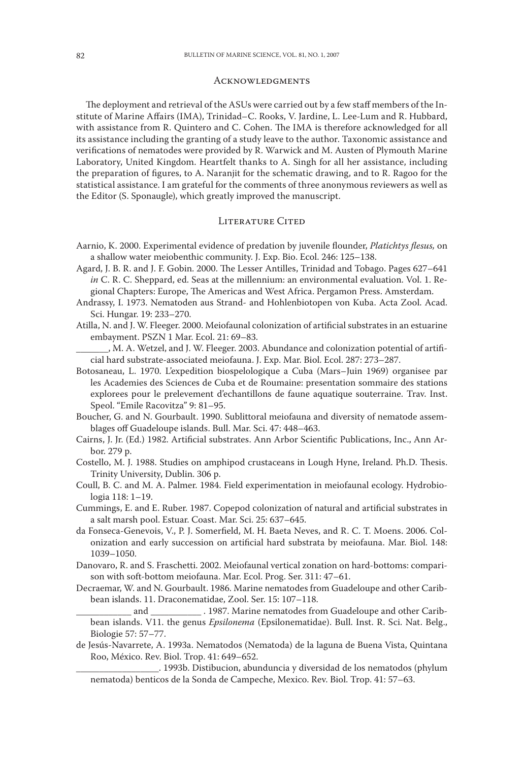## Acknowledgments

The deployment and retrieval of the ASUs were carried out by a few staff members of the Institute of Marine Affairs (IMA), Trinidad–C. Rooks, V. Jardine, L. Lee-Lum and R. Hubbard, with assistance from R. Quintero and C. Cohen. The IMA is therefore acknowledged for all its assistance including the granting of a study leave to the author. Taxonomic assistance and verifications of nematodes were provided by R. Warwick and M. Austen of Plymouth Marine Laboratory, United Kingdom. Heartfelt thanks to A. Singh for all her assistance, including the preparation of figures, to A. Naranjit for the schematic drawing, and to R. Ragoo for the statistical assistance. I am grateful for the comments of three anonymous reviewers as well as the Editor (S. Sponaugle), which greatly improved the manuscript.

## Literature Cited

Aarnio, K. 2000. Experimental evidence of predation by juvenile flounder, *Platichtys flesus,* on a shallow water meiobenthic community. J. Exp. Bio. Ecol. 246: 125–138.

Agard, J. B. R. and J. F. Gobin. 2000. The Lesser Antilles, Trinidad and Tobago. Pages 627–641 *in* C. R. C. Sheppard, ed. Seas at the millennium: an environmental evaluation. Vol. 1. Regional Chapters: Europe, The Americas and West Africa. Pergamon Press. Amsterdam.

Andrassy, I. 1973. Nematoden aus Strand- and Hohlenbiotopen von Kuba. Acta Zool. Acad. Sci. Hungar. 19: 233–270.

Atilla, N. and J. W. Fleeger. 2000. Meiofaunal colonization of artificial substrates in an estuarine embayment. PSZN 1 Mar. Ecol. 21: 69–83.

_______, M. A. Wetzel, and J. W. Fleeger. 2003. Abundance and colonization potential of artificial hard substrate-associated meiofauna. J. Exp. Mar. Biol. Ecol. 287: 273–287.

Botosaneau, L. 1970. L'expedition biospelologique a Cuba (Mars–Juin 1969) organisee par les Academies des Sciences de Cuba et de Roumaine: presentation sommaire des stations explorees pour le prelevement d'echantillons de faune aquatique souterraine. Trav. Inst. Speol. "Emile Racovitza" 9: 81–95.

Boucher, G. and N. Gourbault. 1990. Sublittoral meiofauna and diversity of nematode assemblages off Guadeloupe islands. Bull. Mar. Sci. 47: 448–463.

Cairns, J. Jr. (Ed.) 1982. Artificial substrates. Ann Arbor Scientific Publications, Inc., Ann Arbor. 279 p.

Costello, M. J. 1988. Studies on amphipod crustaceans in Lough Hyne, Ireland. Ph.D. Thesis. Trinity University, Dublin. 306 p.

Coull, B. C. and M. A. Palmer. 1984. Field experimentation in meiofaunal ecology. Hydrobiologia 118: 1–19.

Cummings, E. and E. Ruber. 1987. Copepod colonization of natural and artificial substrates in a salt marsh pool. Estuar. Coast. Mar. Sci. 25: 637–645.

da Fonseca-Genevois, V., P. J. Somerfield, M. H. Baeta Neves, and R. C. T. Moens. 2006. Colonization and early succession on artificial hard substrata by meiofauna. Mar. Biol. 148: 1039–1050.

Danovaro, R. and S. Fraschetti. 2002. Meiofaunal vertical zonation on hard-bottoms: comparison with soft-bottom meiofauna. Mar. Ecol. Prog. Ser. 311: 47–61.

Decraemar, W. and N. Gourbault. 1986. Marine nematodes from Guadeloupe and other Caribbean islands. 11. Draconematidae, Zool. Ser. 15: 107–118.

___________ and __________ . 1987. Marine nematodes from Guadeloupe and other Caribbean islands. V11. the genus *Epsilonema* (Epsilonematidae). Bull. Inst. R. Sci. Nat. Belg., Biologie 57: 57–77.

de Jesús-Navarrete, A. 1993a. Nematodos (Nematoda) de la laguna de Buena Vista, Quintana Roo, México. Rev. Biol. Trop. 41: 649–652.

_________________. 1993b. Distibucion, abunduncia y diversidad de los nematodos (phylum nematoda) benticos de la Sonda de Campeche, Mexico. Rev. Biol. Trop. 41: 57–63.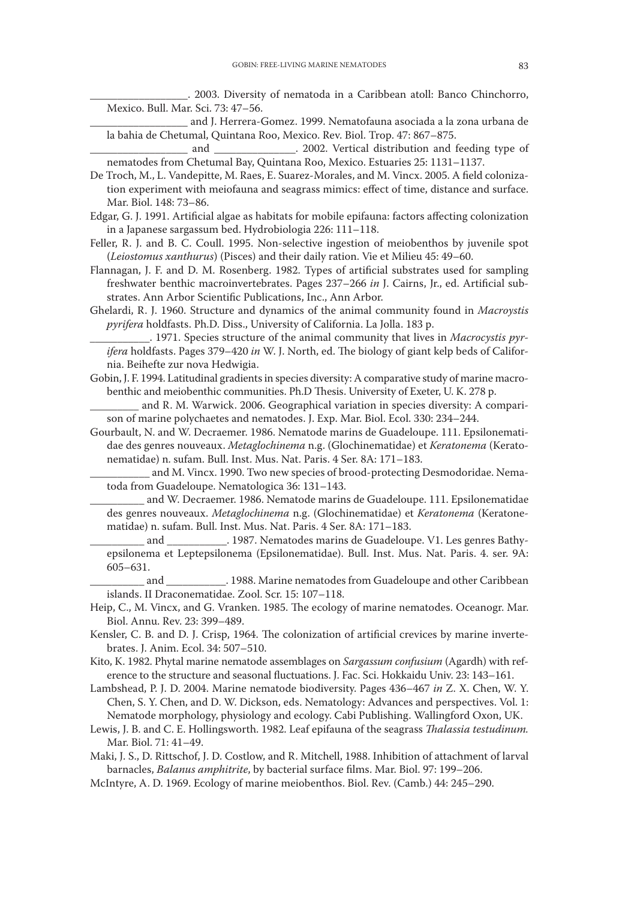_________________. 2003. Diversity of nematoda in a Caribbean atoll: Banco Chinchorro, Mexico. Bull. Mar. Sci. 73: 47–56.

_________________ and J. Herrera-Gomez. 1999. Nematofauna asociada a la zona urbana de la bahia de Chetumal, Quintana Roo, Mexico. Rev. Biol. Trop. 47: 867–875.

_________________ and ______________. 2002. Vertical distribution and feeding type of nematodes from Chetumal Bay, Quintana Roo, Mexico. Estuaries 25: 1131–1137.

De Troch, M., L. Vandepitte, M. Raes, E. Suarez-Morales, and M. Vincx. 2005. A field colonization experiment with meiofauna and seagrass mimics: effect of time, distance and surface. Mar. Biol. 148: 73–86.

Edgar, G. J. 1991. Artificial algae as habitats for mobile epifauna: factors affecting colonization in a Japanese sargassum bed. Hydrobiologia 226: 111–118.

Feller, R. J. and B. C. Coull. 1995. Non-selective ingestion of meiobenthos by juvenile spot (*Leiostomus xanthurus*) (Pisces) and their daily ration. Vie et Milieu 45: 49–60.

Flannagan, J. F. and D. M. Rosenberg. 1982. Types of artificial substrates used for sampling freshwater benthic macroinvertebrates. Pages 237–266 *in* J. Cairns, Jr., ed. Artificial substrates. Ann Arbor Scientific Publications, Inc., Ann Arbor.

Ghelardi, R. J. 1960. Structure and dynamics of the animal community found in *Macroystis pyrifera* holdfasts. Ph.D. Diss., University of California. La Jolla. 183 p.

__________. 1971. Species structure of the animal community that lives in *Macrocystis pyrifera* holdfasts. Pages 379–420 *in* W. J. North, ed. The biology of giant kelp beds of California. Beihefte zur nova Hedwigia.

Gobin, J. F. 1994. Latitudinal gradients in species diversity: A comparative study of marine macrobenthic and meiobenthic communities. Ph.D Thesis. University of Exeter, U. K. 278 p.

________ and R. M. Warwick. 2006. Geographical variation in species diversity: A comparison of marine polychaetes and nematodes. J. Exp. Mar. Biol. Ecol. 330: 234–244.

Gourbault, N. and W. Decraemer. 1986. Nematode marins de Guadeloupe. 111. Epsilonematidae des genres nouveaux. *Metaglochinema* n.g. (Glochinematidae) et *Keratonema* (Keratonematidae) n. sufam. Bull. Inst. Mus. Nat. Paris. 4 Ser. 8A: 171–183.

__________ and M. Vincx. 1990. Two new species of brood-protecting Desmodoridae. Nematoda from Guadeloupe. Nematologica 36: 131–143.

_________ and W. Decraemer. 1986. Nematode marins de Guadeloupe. 111. Epsilonematidae des genres nouveaux. *Metaglochinema* n.g. (Glochinematidae) et *Keratonema* (Keratonematidae) n. sufam. Bull. Inst. Mus. Nat. Paris. 4 Ser. 8A: 171–183.

_________ and __________. 1987. Nematodes marins de Guadeloupe. V1. Les genres Bathyepsilonema et Leptepsilonema (Epsilonematidae). Bull. Inst. Mus. Nat. Paris. 4. ser. 9A: 605–631.

_________ and __________. 1988. Marine nematodes from Guadeloupe and other Caribbean islands. II Draconematidae. Zool. Scr. 15: 107–118.

Heip, C., M. Vincx, and G. Vranken. 1985. The ecology of marine nematodes. Oceanogr. Mar. Biol. Annu. Rev. 23: 399–489.

Kensler, C. B. and D. J. Crisp, 1964. The colonization of artificial crevices by marine invertebrates. J. Anim. Ecol. 34: 507–510.

Kito, K. 1982. Phytal marine nematode assemblages on *Sargassum confusium* (Agardh) with reference to the structure and seasonal fluctuations. J. Fac. Sci. Hokkaidu Univ. 23: 143–161.

Lambshead, P. J. D. 2004. Marine nematode biodiversity. Pages 436–467 *in* Z. X. Chen, W. Y. Chen, S. Y. Chen, and D. W. Dickson, eds. Nematology: Advances and perspectives. Vol. 1: Nematode morphology, physiology and ecology. Cabi Publishing. Wallingford Oxon, UK.

Lewis, J. B. and C. E. Hollingsworth. 1982. Leaf epifauna of the seagrass *Thalassia testudinum.* Mar. Biol. 71: 41–49.

Maki, J. S., D. Rittschof, J. D. Costlow, and R. Mitchell, 1988. Inhibition of attachment of larval barnacles, *Balanus amphitrite*, by bacterial surface films. Mar. Biol. 97: 199–206.

McIntyre, A. D. 1969. Ecology of marine meiobenthos. Biol. Rev. (Camb.) 44: 245–290.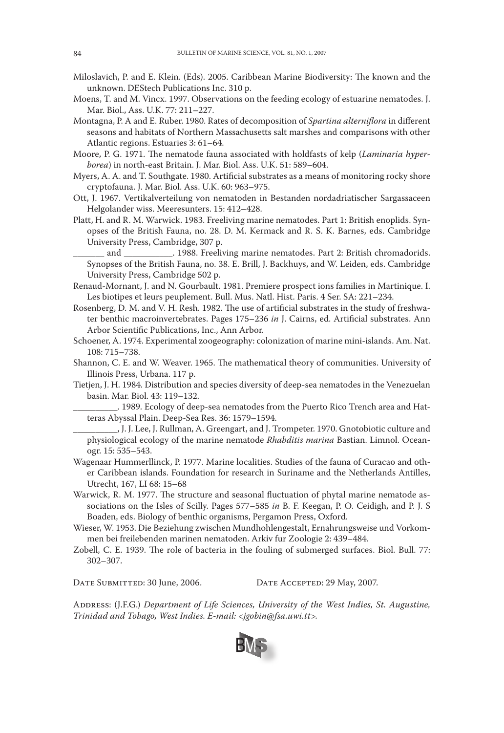Miloslavich, P. and E. Klein. (Eds). 2005. Caribbean Marine Biodiversity: The known and the unknown. DEStech Publications Inc. 310 p.

Moens, T. and M. Vincx. 1997. Observations on the feeding ecology of estuarine nematodes. J. Mar. Biol., Ass. U.K. 77: 211–227.

Montagna, P. A and E. Ruber. 1980. Rates of decomposition of *Spartina alterniflora* in different seasons and habitats of Northern Massachusetts salt marshes and comparisons with other Atlantic regions. Estuaries 3: 61–64.

Moore, P. G. 1971. The nematode fauna associated with holdfasts of kelp (*Laminaria hyperborea*) in north-east Britain. J. Mar. Biol. Ass. U.K. 51: 589–604.

Myers, A. A. and T. Southgate. 1980. Artificial substrates as a means of monitoring rocky shore cryptofauna. J. Mar. Biol. Ass. U.K. 60: 963–975.

Ott, J. 1967. Vertikalverteilung von nematoden in Bestanden nordadriatischer Sargassaceen Helgolander wiss. Meeresunters. 15: 412–428.

Platt, H. and R. M. Warwick. 1983. Freeliving marine nematodes. Part 1: British enoplids. Synopses of the British Fauna, no. 28. D. M. Kermack and R. S. K. Barnes, eds. Cambridge University Press, Cambridge, 307 p.

_______ and __________. 1988. Freeliving marine nematodes. Part 2: British chromadorids. Synopses of the British Fauna, no. 38. E. Brill, J. Backhuys, and W. Leiden, eds. Cambridge University Press, Cambridge 502 p.

Renaud-Mornant, J. and N. Gourbault. 1981. Premiere prospect ions families in Martinique. I. Les biotipes et leurs peuplement. Bull. Mus. Natl. Hist. Paris. 4 Ser. SA: 221–234.

Rosenberg, D. M. and V. H. Resh. 1982. The use of artificial substrates in the study of freshwater benthic macroinvertebrates. Pages 175–236 *in* J. Cairns, ed. Artificial substrates. Ann Arbor Scientific Publications, Inc., Ann Arbor.

Schoener, A. 1974. Experimental zoogeography: colonization of marine mini-islands. Am. Nat. 108: 715–738.

Shannon, C. E. and W. Weaver. 1965. The mathematical theory of communities. University of Illinois Press, Urbana. 117 p.

Tietjen, J. H. 1984. Distribution and species diversity of deep-sea nematodes in the Venezuelan basin. Mar. Biol. 43: 119–132.

_________. 1989. Ecology of deep-sea nematodes from the Puerto Rico Trench area and Hatteras Abyssal Plain. Deep-Sea Res. 36: 1579–1594.

_________, J. J. Lee, J. Rullman, A. Greengart, and J. Trompeter. 1970. Gnotobiotic culture and physiological ecology of the marine nematode *Rhabditis marina* Bastian. Limnol. Oceanogr. 15: 535–543.

Wagenaar Hummerllinck, P. 1977. Marine localities. Studies of the fauna of Curacao and other Caribbean islands. Foundation for research in Suriname and the Netherlands Antilles, Utrecht, 167, LI 68: 15–68

Warwick, R. M. 1977. The structure and seasonal fluctuation of phytal marine nematode associations on the Isles of Scilly. Pages 577–585 *in* B. F. Keegan, P. O. Ceidigh, and P. J. S Boaden, eds. Biology of benthic organisms, Pergamon Press, Oxford.

Wieser, W. 1953. Die Beziehung zwischen Mundhohlengestalt, Ernahrungsweise und Vorkommen bei freilebenden marinen nematoden. Arkiv fur Zoologie 2: 439–484.

Zobell, C. E. 1939. The role of bacteria in the fouling of submerged surfaces. Biol. Bull. 77: 302–307.

Date Submitted: 30 June, 2006. Date Accepted: 29 May, 2007.

Address: (J.F.G.) *Department of Life Sciences, University of the West Indies, St. Augustine, Trinidad and Tobago, West Indies. E-mail: <jgobin@fsa.uwi.tt>.*